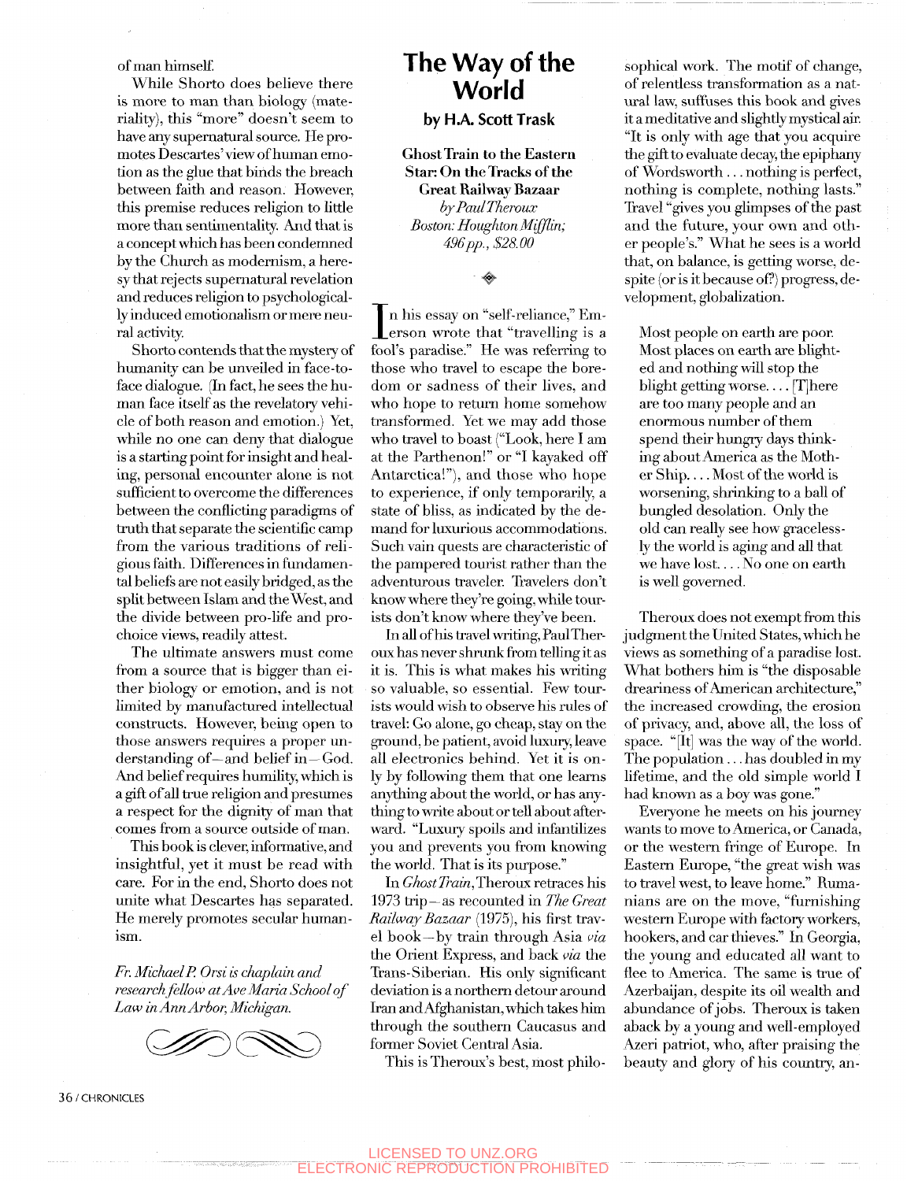of man himself.

While Shorto does believe there is more to man than biology (materiality), this "more" doesn't seem to have any supernatural source. He promotes Descartes' view of human emotion as the glue that binds the breach between faith and reason. However, this premise reduces religion to little more than sentimentality. And that is a concept which has been condemned by the Church as modernism, a heresy that rejects supernatural revelation and reduces religion to psychologically induced emotionalism or mere neural activity.

Shorto contends that the mystery of humanity can be unveiled in face-to-face dialogue. (In fact, he sees the human face itself as the revelatory vehicle of both reason and emotion.) Yet, while no one can deny that dialogue is a starting point for insight and healing, personal encounter alone is not sufficient to overcome the differences between the conflicting paradigms of truth that separate the scientific camp from the various traditions of religious faith. Differences in fundamental beliefs are not easily bridged, as the split between Islam and the West, and the divide between pro-life and pro-choice views, readily attest.

The ultimate answers must come from a source that is bigger than either biology or emotion, and is not limited by manufactured intellectual constructs. However, being open to those answers requires a proper understanding of—and belief in—God. And belief requires humility, which is a gift of all true religion and presumes a respect for the dignity of man that comes from a source outside of man.

This book is clever, informative, and insightful, yet it must be read with care. For in the end, Shorto does not unite what Descartes has separated. He merely promotes secular humanism.

*Fr. Michael P. Orsi is chaplain and research fellow at Ave Maria School of Law in Ann Arbor, Michigan.*

# The Way of the World

### by H.A. Scott Trask

**Ghost Train to the Eastern Star: On the Tracks of the Great Railway Bazaar**
*by Paul Theroux*
*Boston: Houghton Mifflin; 496 pp., $28.00*

In his essay on "self-reliance," Emerson wrote that "travelling is a fool's paradise." He was referring to those who travel to escape the boredom or sadness of their lives, and who hope to return home somehow transformed. Yet we may add those who travel to boast ("Look, here I am at the Parthenon!" or "I kayaked off Antarctica!"), and those who hope to experience, if only temporarily, a state of bliss, as indicated by the demand for luxurious accommodations. Such vain quests are characteristic of the pampered tourist rather than the adventurous traveler. Travelers don't know where they're going, while tourists don't know where they've been.

In all of his travel writing, Paul Theroux has never shrunk from telling it as it is. This is what makes his writing so valuable, so essential. Few tourists would wish to observe his rules of travel: Go alone, go cheap, stay on the ground, be patient, avoid luxury, leave all electronics behind. Yet it is only by following them that one learns anything about the world, or has anything to write about or tell about afterward. "Luxury spoils and infantilizes you and prevents you from knowing the world. That is its purpose."

In *Ghost Train*, Theroux retraces his 1973 trip—as recounted in *The Great Railway Bazaar* (1975), his first travel book—by train through Asia *via* the Orient Express, and back *via* the Trans-Siberian. His only significant deviation is a northern detour around Iran and Afghanistan, which takes him through the southern Caucasus and former Soviet Central Asia.

This is Theroux's best, most philosophical work. The motif of change, of relentless transformation as a natural law, suffuses this book and gives it a meditative and slightly mystical air. "It is only with age that you acquire the gift to evaluate decay, the epiphany of Wordsworth . . . nothing is perfect, nothing is complete, nothing lasts." Travel "gives you glimpses of the past and the future, your own and other people's." What he sees is a world that, on balance, is getting worse, despite (or is it because of?) progress, development, globalization.

> Most people on earth are poor. Most places on earth are blighted and nothing will stop the blight getting worse. . . . [T]here are too many people and an enormous number of them spend their hungry days thinking about America as the Mother Ship. . . . Most of the world is worsening, shrinking to a ball of bungled desolation. Only the old can really see how gracelessly the world is aging and all that we have lost. . . . No one on earth is well governed.

Theroux does not exempt from this judgment the United States, which he views as something of a paradise lost. What bothers him is "the disposable dreariness of American architecture," the increased crowding, the erosion of privacy, and, above all, the loss of space. "[It] was the way of the world. The population . . . has doubled in my lifetime, and the old simple world I had known as a boy was gone."

Everyone he meets on his journey wants to move to America, or Canada, or the western fringe of Europe. In Eastern Europe, "the great wish was to travel west, to leave home." Rumanians are on the move, "furnishing western Europe with factory workers, hookers, and car thieves." In Georgia, the young and educated all want to flee to America. The same is true of Azerbaijan, despite its oil wealth and abundance of jobs. Theroux is taken aback by a young and well-employed Azeri patriot, who, after praising the beauty and glory of his country, an-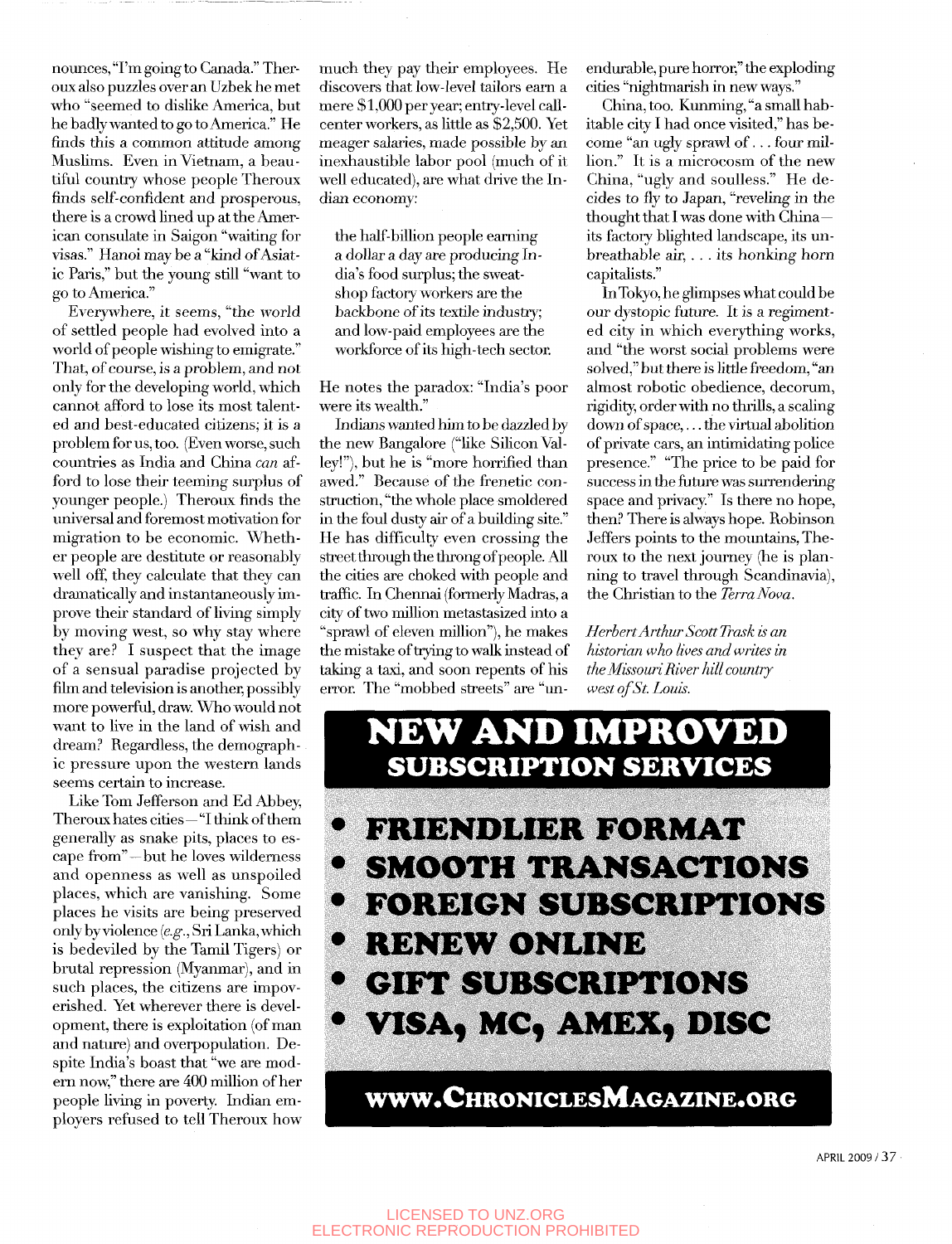nounces, "I'm going to Canada." Theroux also puzzles over an Uzbek he met who "seemed to dislike America, but he badly wanted to go to America." He finds this a common attitude among Muslims. Even in Vietnam, a beautiful country whose people Theroux finds self-confident and prosperous, there is a crowd lined up at the American consulate in Saigon "waiting for visas." Hanoi may be a "kind of Asiatic Paris," but the young still "want to go to America."

Everywhere, it seems, "the world of settled people had evolved into a world of people wishing to emigrate." That, of course, is a problem, and not only for the developing world, which cannot afford to lose its most talented and best-educated citizens; it is a problem for us, too. (Even worse, such countries as India and China *can* afford to lose their teeming surplus of younger people.) Theroux finds the universal and foremost motivation for migration to be economic. Whether people are destitute or reasonably well off, they calculate that they can dramatically and instantaneously improve their standard of living simply by moving west, so why stay where they are? I suspect that the image of a sensual paradise projected by film and television is another, possibly more powerful, draw. Who would not want to live in the land of wish and dream? Regardless, the demographic pressure upon the western lands seems certain to increase.

Like Tom Jefferson and Ed Abbey, Theroux hates cities—"I think of them generally as snake pits, places to escape from"—but he loves wilderness and openness as well as unspoiled places, which are vanishing. Some places he visits are being preserved only by violence (*e.g.*, Sri Lanka, which is bedeviled by the Tamil Tigers) or brutal repression (Myanmar), and in such places, the citizens are impoverished. Yet wherever there is development, there is exploitation (of man and nature) and overpopulation. Despite India's boast that "we are modern now," there are 400 million of her people living in poverty. Indian employers refused to tell Theroux how much they pay their employees. He discovers that low-level tailors earn a mere $1,000 per year; entry-level call-center workers, as little as $2,500. Yet meager salaries, made possible by an inexhaustible labor pool (much of it well educated), are what drive the Indian economy:

> the half-billion people earning a dollar a day are producing India's food surplus; the sweatshop factory workers are the backbone of its textile industry; and low-paid employees are the workforce of its high-tech sector.

He notes the paradox: "India's poor were its wealth."

Indians wanted him to be dazzled by the new Bangalore ("like Silicon Valley!"), but he is "more horrified than awed." Because of the frenetic construction, "the whole place smoldered in the foul dusty air of a building site." He has difficulty even crossing the street through the throng of people. All the cities are choked with people and traffic. In Chennai (formerly Madras, a city of two million metastasized into a "sprawl of eleven million"), he makes the mistake of trying to walk instead of taking a taxi, and soon repents of his error. The "mobbed streets" are "unendurable, pure horror," the exploding cities "nightmarish in new ways."

China, too. Kunming, "a small habitable city I had once visited," has become "an ugly sprawl of . . . four million." It is a microcosm of the new China, "ugly and soulless." He decides to fly to Japan, "reveling in the thought that I was done with China—its factory blighted landscape, its unbreathable air, . . . its honking horn capitalists."

In Tokyo, he glimpses what could be our dystopic future. It is a regimented city in which everything works, and "the worst social problems were solved," but there is little freedom, "an almost robotic obedience, decorum, rigidity, order with no thrills, a scaling down of space, . . . the virtual abolition of private cars, an intimidating police presence." "The price to be paid for success in the future was surrendering space and privacy." Is there no hope, then? There is always hope. Robinson Jeffers points to the mountains, Theroux to the next journey (he is planning to travel through Scandinavia), the Christian to the *Terra Nova*.

*Herbert Arthur Scott Trask is an historian who lives and writes in the Missouri River hill country west of St. Louis.*

**NEW AND IMPROVED SUBSCRIPTION SERVICES**

- **FRIENDLIER FORMAT**
- **SMOOTH TRANSACTIONS**
- **FOREIGN SUBSCRIPTIONS**
- **RENEW ONLINE**
- **GIFT SUBSCRIPTIONS**
- **VISA, MC, AMEX, DISC**

**WWW.CHRONICLESMAGAZINE.ORG**

LICENSED TO UNZ.ORG
ELECTRONIC REPRODUCTION PROHIBITED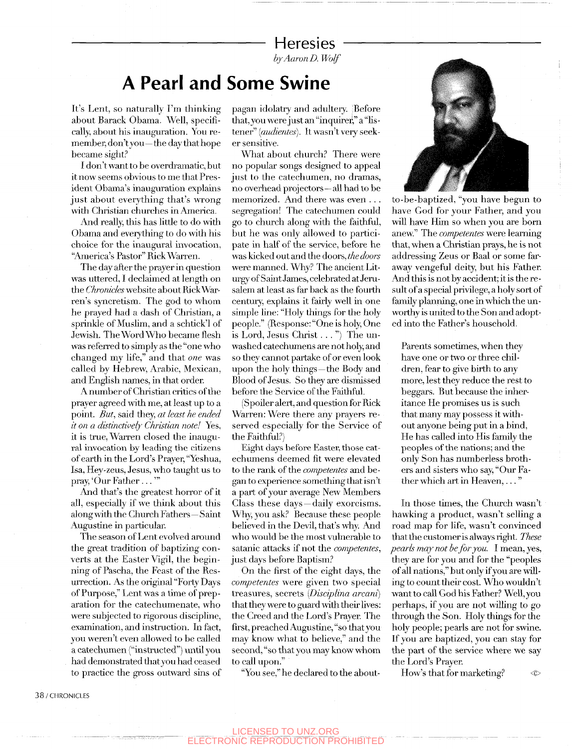## Heresies

*by Aaron D. Wolf*

# A Pearl and Some Swine

It's Lent, so naturally I'm thinking about Barack Obama. Well, specifically, about his inauguration. You remember, don't you—the day that hope became sight?

I don't want to be overdramatic, but it now seems obvious to me that President Obama's inauguration explains just about everything that's wrong with Christian churches in America.

And really, this has little to do with Obama and everything to do with his choice for the inaugural invocation, "America's Pastor" Rick Warren.

The day after the prayer in question was uttered, I declaimed at length on the *Chronicles* website about Rick Warren's syncretism. The god to whom he prayed had a dash of Christian, a sprinkle of Muslim, and a schtick'l of Jewish. The Word Who became flesh was referred to simply as the "one who changed my life," and that *one* was called by Hebrew, Arabic, Mexican, and English names, in that order.

A number of Christian critics of the prayer agreed with me, at least up to a point. *But*, said they, *at least he ended it on a distinctively Christian note!* Yes, it is true, Warren closed the inaugural invocation by leading the citizens of earth in the Lord's Prayer, "Yeshua, Isa, Hey-zeus, Jesus, who taught us to pray, 'Our Father . . .'"

And that's the greatest horror of it all, especially if we think about this along with the Church Fathers—Saint Augustine in particular.

The season of Lent evolved around the great tradition of baptizing converts at the Easter Vigil, the beginning of Pascha, the Feast of the Resurrection. As the original "Forty Days of Purpose," Lent was a time of preparation for the catechumenate, who were subjected to rigorous discipline, examination, and instruction. In fact, you weren't even allowed to be called a catechumen ("instructed") until you had demonstrated that you had ceased to practice the gross outward sins of pagan idolatry and adultery. Before that, you were just an "inquirer," a "listener" (*audientes*). It wasn't very seeker sensitive.

What about church? There were no popular songs designed to appeal just to the catechumen, no dramas, no overhead projectors—all had to be memorized. And there was even . . . segregation! The catechumen could go to church along with the faithful, but he was only allowed to participate in half of the service, before he was kicked out and the doors, *the doors* were manned. Why? The ancient Liturgy of Saint James, celebrated at Jerusalem at least as far back as the fourth century, explains it fairly well in one simple line: "Holy things for the holy people." (Response: "One is holy, One is Lord, Jesus Christ . . . ") The unwashed catechumens are not holy, and so they cannot partake of or even look upon the holy things—the Body and Blood of Jesus. So they are dismissed before the Service of the Faithful.

(Spoiler alert, and question for Rick Warren: Were there any prayers reserved especially for the Service of the Faithful?)

Eight days before Easter, those catechumens deemed fit were elevated to the rank of the *competentes* and began to experience something that isn't a part of your average New Members Class these days—daily exorcisms. Why, you ask? Because these people believed in the Devil, that's why. And who would be the most vulnerable to satanic attacks if not the *competentes*, just days before Baptism?

On the first of the eight days, the *competentes* were given two special treasures, secrets (*Disciplina arcani*) that they were to guard with their lives: the Creed and the Lord's Prayer. The first, preached Augustine, "so that you may know what to believe," and the second, "so that you may know whom to call upon."

"You see," he declared to the about-to-be-baptized, "you have begun to have God for your Father, and you will have Him so when you are born anew." The *competentes* were learning that, when a Christian prays, he is not addressing Zeus or Baal or some far-away vengeful deity, but his Father. And this is not by accident; it is the result of a special privilege, a holy sort of family planning, one in which the unworthy is united to the Son and adopted into the Father's household.

> Parents sometimes, when they have one or two or three children, fear to give birth to any more, lest they reduce the rest to beggars. But because the inheritance He promises us is such that many may possess it without anyone being put in a bind, He has called into His family the peoples of the nations; and the only Son has numberless brothers and sisters who say, "Our Father which art in Heaven, . . . "

In those times, the Church wasn't hawking a product, wasn't selling a road map for life, wasn't convinced that the customer is always right. *These pearls may not be for you.* I mean, yes, they are for you and for the "peoples of all nations," but only if you are willing to count their cost. Who wouldn't want to call God his Father? Well, you perhaps, if you are not willing to go through the Son. Holy things for the holy people; pearls are not for swine. If you are baptized, you can stay for the part of the service where we say the Lord's Prayer.

How's that for marketing?